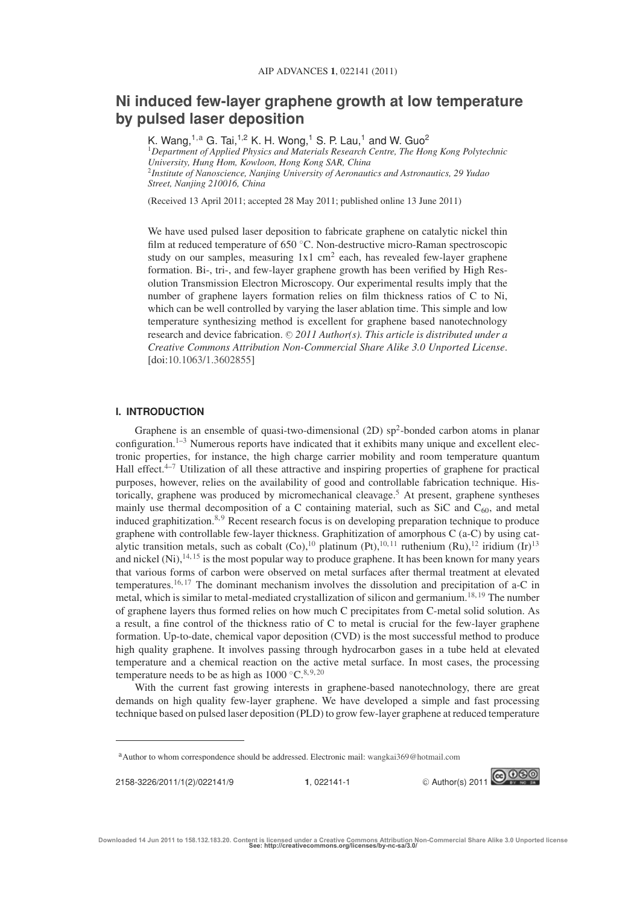# Ni induced few-layer graphene growth at low temperature by pulsed laser deposition

K. Wang,[1,a] G. Tai,[1,2] K. H. Wong,[1] S. P. Lau,[1] and W. Guo[2]

[1]*Department of Applied Physics and Materials Research Centre, The Hong Kong Polytechnic University, Hung Hom, Kowloon, Hong Kong SAR, China*

[2]*Institute of Nanoscience, Nanjing University of Aeronautics and Astronautics, 29 Yudao Street, Nanjing 210016, China*

(Received 13 April 2011; accepted 28 May 2011; published online 13 June 2011)

We have used pulsed laser deposition to fabricate graphene on catalytic nickel thin film at reduced temperature of 650 °C. Non-destructive micro-Raman spectroscopic study on our samples, measuring 1x1 $cm^2$ each, has revealed few-layer graphene formation. Bi-, tri-, and few-layer graphene growth has been verified by High Resolution Transmission Electron Microscopy. Our experimental results imply that the number of graphene layers formation relies on film thickness ratios of C to Ni, which can be well controlled by varying the laser ablation time. This simple and low temperature synthesizing method is excellent for graphene based nanotechnology research and device fabrication. © *2011 Author(s). This article is distributed under a Creative Commons Attribution Non-Commercial Share Alike 3.0 Unported License*. [doi:10.1063/1.3602855]

## I. INTRODUCTION

Graphene is an ensemble of quasi-two-dimensional (2D) $sp^2$-bonded carbon atoms in planar configuration.[1–3] Numerous reports have indicated that it exhibits many unique and excellent electronic properties, for instance, the high charge carrier mobility and room temperature quantum Hall effect.[4–7] Utilization of all these attractive and inspiring properties of graphene for practical purposes, however, relies on the availability of good and controllable fabrication technique. Historically, graphene was produced by micromechanical cleavage.[5] At present, graphene syntheses mainly use thermal decomposition of a C containing material, such as SiC and $C_{60}$, and metal induced graphitization.[8,9] Recent research focus is on developing preparation technique to produce graphene with controllable few-layer thickness. Graphitization of amorphous C (a-C) by using catalytic transition metals, such as cobalt (Co),[10] platinum (Pt),[10,11] ruthenium (Ru),[12] iridium (Ir)[13] and nickel (Ni),[14,15] is the most popular way to produce graphene. It has been known for many years that various forms of carbon were observed on metal surfaces after thermal treatment at elevated temperatures.[16,17] The dominant mechanism involves the dissolution and precipitation of a-C in metal, which is similar to metal-mediated crystallization of silicon and germanium.[18,19] The number of graphene layers thus formed relies on how much C precipitates from C-metal solid solution. As a result, a fine control of the thickness ratio of C to metal is crucial for the few-layer graphene formation. Up-to-date, chemical vapor deposition (CVD) is the most successful method to produce high quality graphene. It involves passing through hydrocarbon gases in a tube held at elevated temperature and a chemical reaction on the active metal surface. In most cases, the processing temperature needs to be as high as 1000 °C.[8,9,20]

With the current fast growing interests in graphene-based nanotechnology, there are great demands on high quality few-layer graphene. We have developed a simple and fast processing technique based on pulsed laser deposition (PLD) to grow few-layer graphene at reduced temperature

---

[a]Author to whom correspondence should be addressed. Electronic mail: wangkai369@hotmail.com

2158-3226/2011/1(2)/022141/9 © Author(s) 2011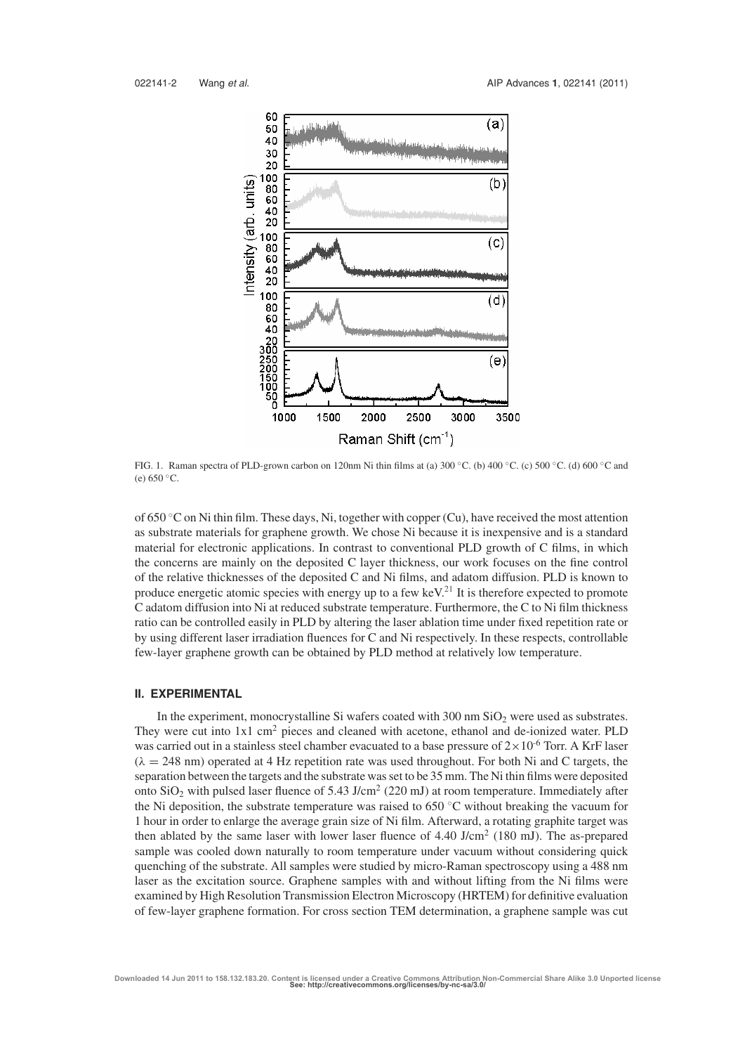FIG. 1. Raman spectra of PLD-grown carbon on 120nm Ni thin films at (a) 300 °C. (b) 400 °C. (c) 500 °C. (d) 600 °C and (e) 650 °C.

of 650 °C on Ni thin film. These days, Ni, together with copper (Cu), have received the most attention as substrate materials for graphene growth. We chose Ni because it is inexpensive and is a standard material for electronic applications. In contrast to conventional PLD growth of C films, in which the concerns are mainly on the deposited C layer thickness, our work focuses on the fine control of the relative thicknesses of the deposited C and Ni films, and adatom diffusion. PLD is known to produce energetic atomic species with energy up to a few keV.[21] It is therefore expected to promote C adatom diffusion into Ni at reduced substrate temperature. Furthermore, the C to Ni film thickness ratio can be controlled easily in PLD by altering the laser ablation time under fixed repetition rate or by using different laser irradiation fluences for C and Ni respectively. In these respects, controllable few-layer graphene growth can be obtained by PLD method at relatively low temperature.

## II. EXPERIMENTAL

In the experiment, monocrystalline Si wafers coated with 300 nm $SiO_2$ were used as substrates. They were cut into 1x1 $cm^2$ pieces and cleaned with acetone, ethanol and de-ionized water. PLD was carried out in a stainless steel chamber evacuated to a base pressure of $2\times10^{-6}$ Torr. A KrF laser ($\lambda = 248$ nm) operated at 4 Hz repetition rate was used throughout. For both Ni and C targets, the separation between the targets and the substrate was set to be 35 mm. The Ni thin films were deposited onto $SiO_2$ with pulsed laser fluence of 5.43 J/$cm^2$ (220 mJ) at room temperature. Immediately after the Ni deposition, the substrate temperature was raised to 650 °C without breaking the vacuum for 1 hour in order to enlarge the average grain size of Ni film. Afterward, a rotating graphite target was then ablated by the same laser with lower laser fluence of 4.40 J/$cm^2$ (180 mJ). The as-prepared sample was cooled down naturally to room temperature under vacuum without considering quick quenching of the substrate. All samples were studied by micro-Raman spectroscopy using a 488 nm laser as the excitation source. Graphene samples with and without lifting from the Ni films were examined by High Resolution Transmission Electron Microscopy (HRTEM) for definitive evaluation of few-layer graphene formation. For cross section TEM determination, a graphene sample was cut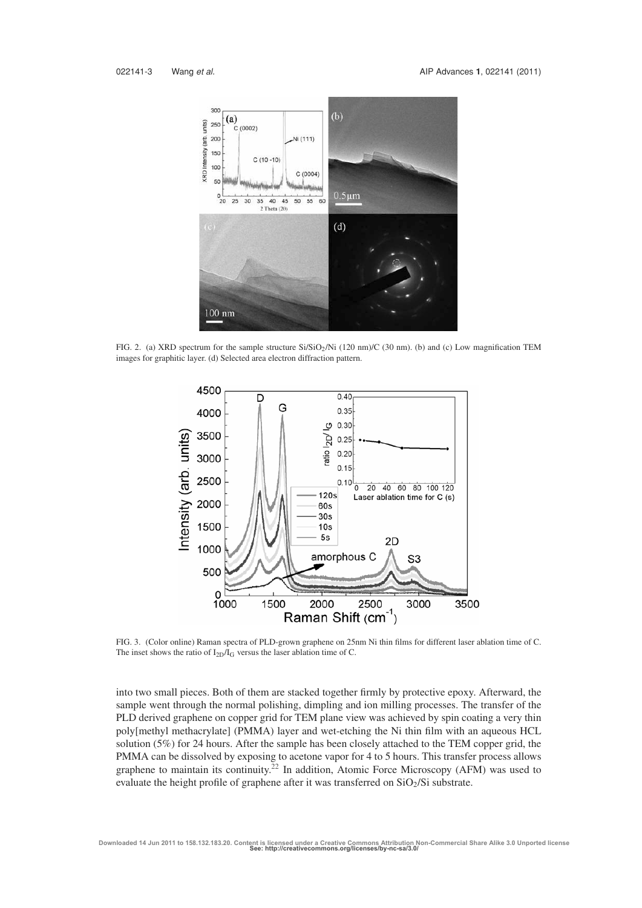FIG. 2. (a) XRD spectrum for the sample structure $Si/SiO_2/Ni$ (120 nm)/C (30 nm). (b) and (c) Low magnification TEM images for graphitic layer. (d) Selected area electron diffraction pattern.

FIG. 3. (Color online) Raman spectra of PLD-grown graphene on 25nm Ni thin films for different laser ablation time of C. The inset shows the ratio of $I_{2D}/I_G$ versus the laser ablation time of C.

into two small pieces. Both of them are stacked together firmly by protective epoxy. Afterward, the sample went through the normal polishing, dimpling and ion milling processes. The transfer of the PLD derived graphene on copper grid for TEM plane view was achieved by spin coating a very thin poly[methyl methacrylate] (PMMA) layer and wet-etching the Ni thin film with an aqueous HCL solution (5%) for 24 hours. After the sample has been closely attached to the TEM copper grid, the PMMA can be dissolved by exposing to acetone vapor for 4 to 5 hours. This transfer process allows graphene to maintain its continuity.[22] In addition, Atomic Force Microscopy (AFM) was used to evaluate the height profile of graphene after it was transferred on $SiO_2/Si$ substrate.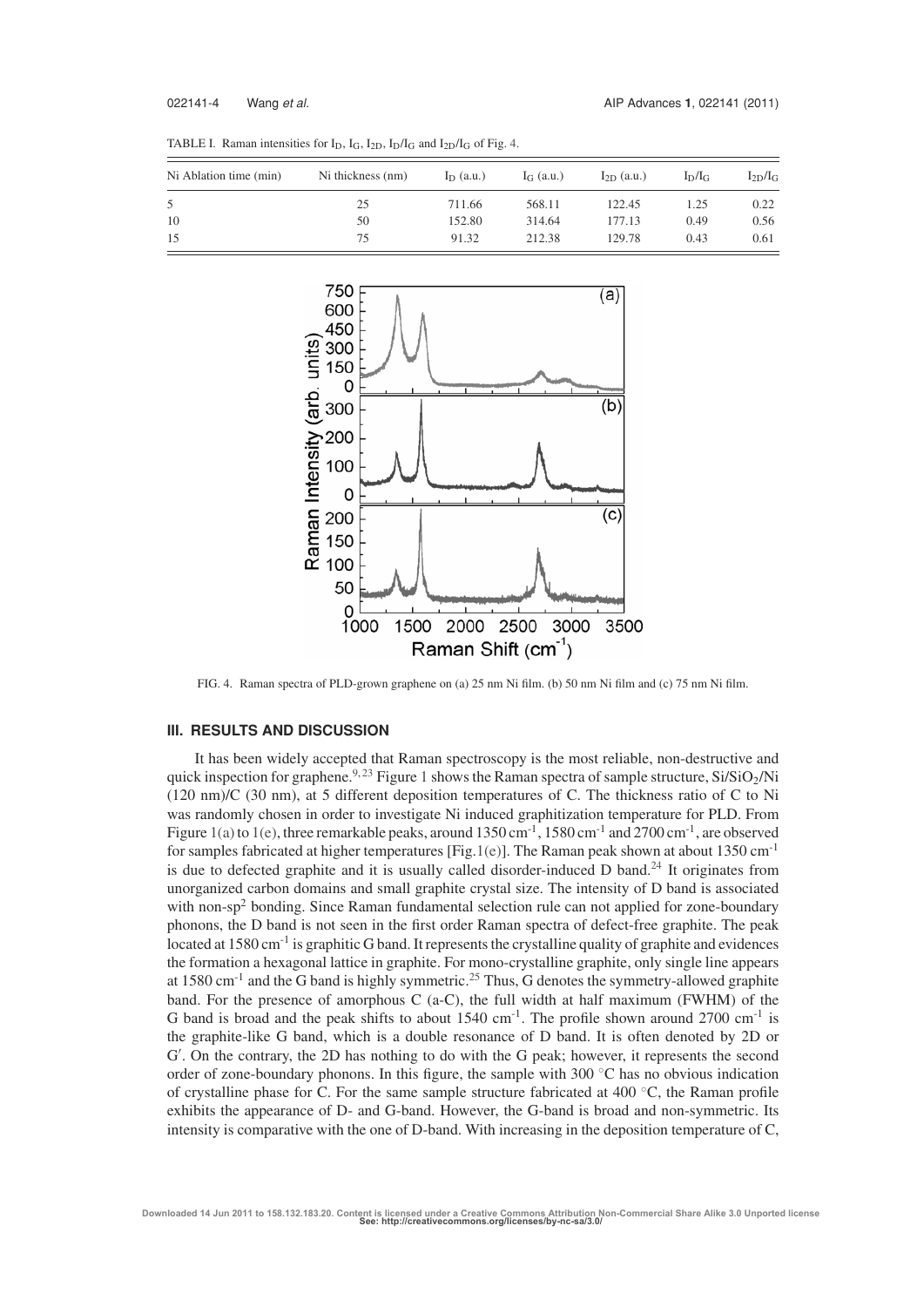TABLE I. Raman intensities for $I_D$, $I_G$, $I_{2D}$, $I_D/I_G$ and $I_{2D}/I_G$ of Fig. 4.

| Ni Ablation time (min) | Ni thickness (nm) | $I_D$ (a.u.) | $I_G$ (a.u.) | $I_{2D}$ (a.u.) | $I_D/I_G$ | $I_{2D}/I_G$ |
|---|---|---|---|---|---|---|
| 5 | 25 | 711.66 | 568.11 | 122.45 | 1.25 | 0.22 |
| 10 | 50 | 152.80 | 314.64 | 177.13 | 0.49 | 0.56 |
| 15 | 75 | 91.32 | 212.38 | 129.78 | 0.43 | 0.61 |

FIG. 4. Raman spectra of PLD-grown graphene on (a) 25 nm Ni film. (b) 50 nm Ni film and (c) 75 nm Ni film.

## III. RESULTS AND DISCUSSION

It has been widely accepted that Raman spectroscopy is the most reliable, non-destructive and quick inspection for graphene.[9,23] Figure 1 shows the Raman spectra of sample structure, $Si/SiO_2/Ni$ (120 nm)/C (30 nm), at 5 different deposition temperatures of C. The thickness ratio of C to Ni was randomly chosen in order to investigate Ni induced graphitization temperature for PLD. From Figure 1(a) to 1(e), three remarkable peaks, around 1350 cm$^{-1}$, 1580 cm$^{-1}$ and 2700 cm$^{-1}$, are observed for samples fabricated at higher temperatures [Fig.1(e)]. The Raman peak shown at about 1350 cm$^{-1}$ is due to defected graphite and it is usually called disorder-induced D band.[24] It originates from unorganized carbon domains and small graphite crystal size. The intensity of D band is associated with non-sp$^2$ bonding. Since Raman fundamental selection rule can not applied for zone-boundary phonons, the D band is not seen in the first order Raman spectra of defect-free graphite. The peak located at 1580 cm$^{-1}$ is graphitic G band. It represents the crystalline quality of graphite and evidences the formation a hexagonal lattice in graphite. For mono-crystalline graphite, only single line appears at 1580 cm$^{-1}$ and the G band is highly symmetric.[25] Thus, G denotes the symmetry-allowed graphite band. For the presence of amorphous C (a-C), the full width at half maximum (FWHM) of the G band is broad and the peak shifts to about 1540 cm$^{-1}$. The profile shown around 2700 cm$^{-1}$ is the graphite-like G band, which is a double resonance of D band. It is often denoted by 2D or G′. On the contrary, the 2D has nothing to do with the G peak; however, it represents the second order of zone-boundary phonons. In this figure, the sample with 300 °C has no obvious indication of crystalline phase for C. For the same sample structure fabricated at 400 °C, the Raman profile exhibits the appearance of D- and G-band. However, the G-band is broad and non-symmetric. Its intensity is comparative with the one of D-band. With increasing in the deposition temperature of C,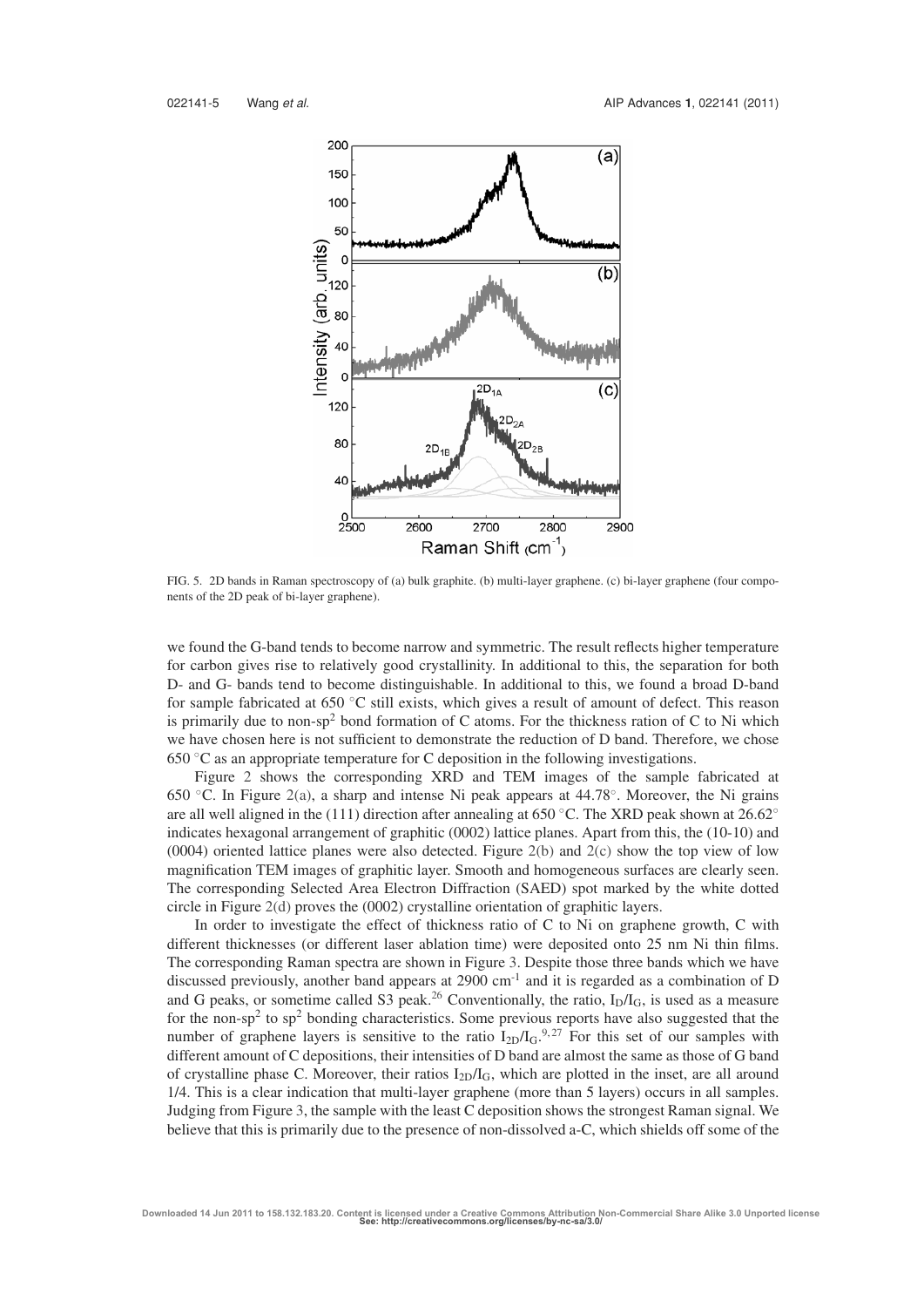FIG. 5. 2D bands in Raman spectroscopy of (a) bulk graphite. (b) multi-layer graphene. (c) bi-layer graphene (four components of the 2D peak of bi-layer graphene).

we found the G-band tends to become narrow and symmetric. The result reflects higher temperature for carbon gives rise to relatively good crystallinity. In additional to this, the separation for both D- and G- bands tend to become distinguishable. In additional to this, we found a broad D-band for sample fabricated at 650 °C still exists, which gives a result of amount of defect. This reason is primarily due to non-$sp^2$ bond formation of C atoms. For the thickness ration of C to Ni which we have chosen here is not sufficient to demonstrate the reduction of D band. Therefore, we chose 650 °C as an appropriate temperature for C deposition in the following investigations.

Figure 2 shows the corresponding XRD and TEM images of the sample fabricated at 650 °C. In Figure 2(a), a sharp and intense Ni peak appears at 44.78°. Moreover, the Ni grains are all well aligned in the (111) direction after annealing at 650 °C. The XRD peak shown at 26.62° indicates hexagonal arrangement of graphitic (0002) lattice planes. Apart from this, the (10-10) and (0004) oriented lattice planes were also detected. Figure 2(b) and 2(c) show the top view of low magnification TEM images of graphitic layer. Smooth and homogeneous surfaces are clearly seen. The corresponding Selected Area Electron Diffraction (SAED) spot marked by the white dotted circle in Figure 2(d) proves the (0002) crystalline orientation of graphitic layers.

In order to investigate the effect of thickness ratio of C to Ni on graphene growth, C with different thicknesses (or different laser ablation time) were deposited onto 25 nm Ni thin films. The corresponding Raman spectra are shown in Figure 3. Despite those three bands which we have discussed previously, another band appears at 2900 $cm^{-1}$ and it is regarded as a combination of D and G peaks, or sometime called S3 peak.[26] Conventionally, the ratio, $I_D/I_G$, is used as a measure for the non-$sp^2$ to $sp^2$ bonding characteristics. Some previous reports have also suggested that the number of graphene layers is sensitive to the ratio $I_{2D}/I_G$.[9,27] For this set of our samples with different amount of C depositions, their intensities of D band are almost the same as those of G band of crystalline phase C. Moreover, their ratios $I_{2D}/I_G$, which are plotted in the inset, are all around 1/4. This is a clear indication that multi-layer graphene (more than 5 layers) occurs in all samples. Judging from Figure 3, the sample with the least C deposition shows the strongest Raman signal. We believe that this is primarily due to the presence of non-dissolved a-C, which shields off some of the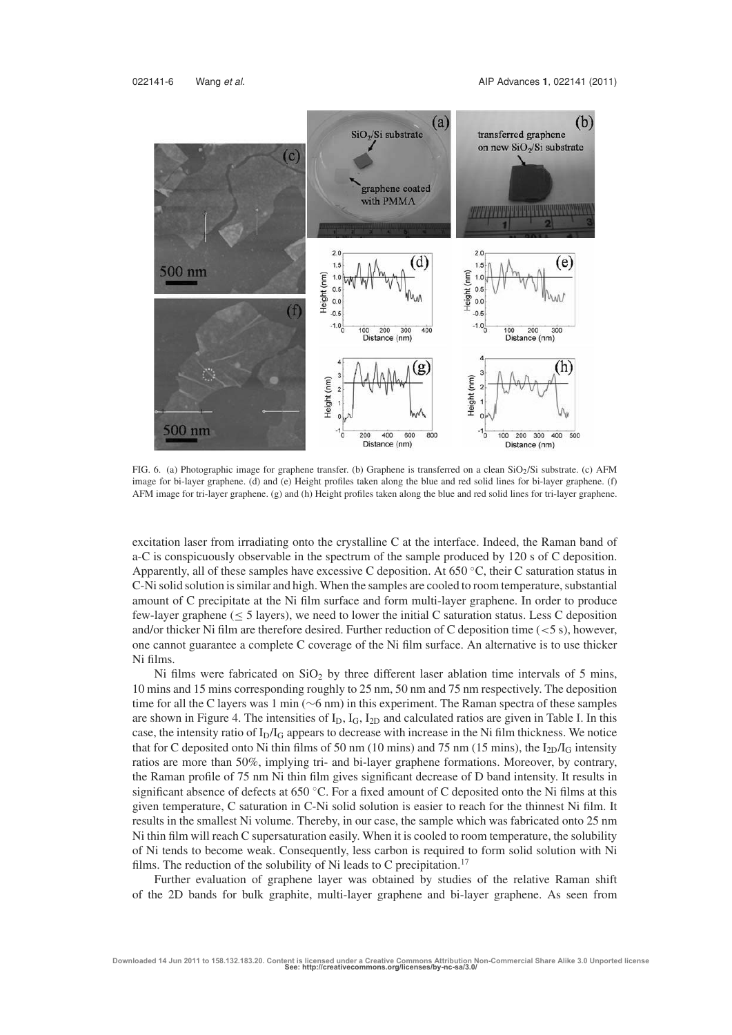FIG. 6. (a) Photographic image for graphene transfer. (b) Graphene is transferred on a clean $SiO_2$/Si substrate. (c) AFM image for bi-layer graphene. (d) and (e) Height profiles taken along the blue and red solid lines for bi-layer graphene. (f) AFM image for tri-layer graphene. (g) and (h) Height profiles taken along the blue and red solid lines for tri-layer graphene.

excitation laser from irradiating onto the crystalline C at the interface. Indeed, the Raman band of a-C is conspicuously observable in the spectrum of the sample produced by 120 s of C deposition. Apparently, all of these samples have excessive C deposition. At 650 °C, their C saturation status in C-Ni solid solution is similar and high. When the samples are cooled to room temperature, substantial amount of C precipitate at the Ni film surface and form multi-layer graphene. In order to produce few-layer graphene (≤ 5 layers), we need to lower the initial C saturation status. Less C deposition and/or thicker Ni film are therefore desired. Further reduction of C deposition time (<5 s), however, one cannot guarantee a complete C coverage of the Ni film surface. An alternative is to use thicker Ni films.

Ni films were fabricated on $SiO_2$ by three different laser ablation time intervals of 5 mins, 10 mins and 15 mins corresponding roughly to 25 nm, 50 nm and 75 nm respectively. The deposition time for all the C layers was 1 min (~6 nm) in this experiment. The Raman spectra of these samples are shown in Figure 4. The intensities of $I_D$, $I_G$, $I_{2D}$ and calculated ratios are given in Table I. In this case, the intensity ratio of $I_D/I_G$ appears to decrease with increase in the Ni film thickness. We notice that for C deposited onto Ni thin films of 50 nm (10 mins) and 75 nm (15 mins), the $I_{2D}/I_G$ intensity ratios are more than 50%, implying tri- and bi-layer graphene formations. Moreover, by contrary, the Raman profile of 75 nm Ni thin film gives significant decrease of D band intensity. It results in significant absence of defects at 650 °C. For a fixed amount of C deposited onto the Ni films at this given temperature, C saturation in C-Ni solid solution is easier to reach for the thinnest Ni film. It results in the smallest Ni volume. Thereby, in our case, the sample which was fabricated onto 25 nm Ni thin film will reach C supersaturation easily. When it is cooled to room temperature, the solubility of Ni tends to become weak. Consequently, less carbon is required to form solid solution with Ni films. The reduction of the solubility of Ni leads to C precipitation.[17]

Further evaluation of graphene layer was obtained by studies of the relative Raman shift of the 2D bands for bulk graphite, multi-layer graphene and bi-layer graphene. As seen from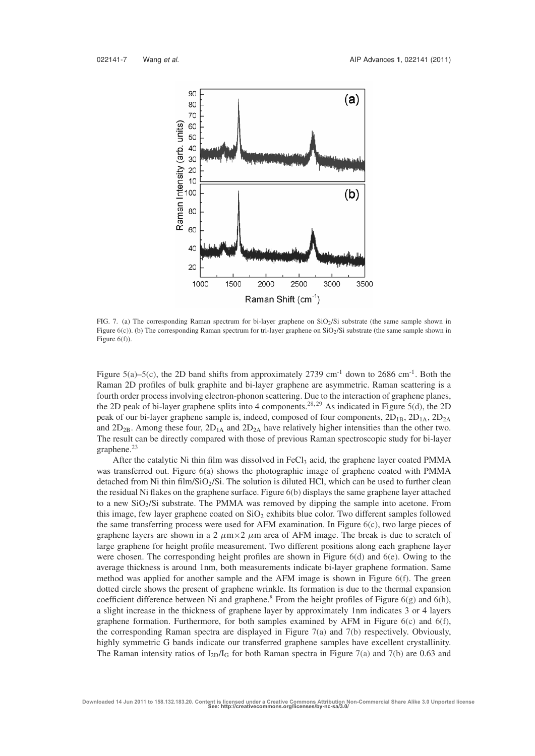FIG. 7. (a) The corresponding Raman spectrum for bi-layer graphene on $SiO_2$/Si substrate (the same sample shown in Figure 6(c)). (b) The corresponding Raman spectrum for tri-layer graphene on $SiO_2$/Si substrate (the same sample shown in Figure 6(f)).

Figure 5(a)–5(c), the 2D band shifts from approximately 2739 cm$^{-1}$ down to 2686 cm$^{-1}$. Both the Raman 2D profiles of bulk graphite and bi-layer graphene are asymmetric. Raman scattering is a fourth order process involving electron-phonon scattering. Due to the interaction of graphene planes, the 2D peak of bi-layer graphene splits into 4 components.[28,29] As indicated in Figure 5(d), the 2D peak of our bi-layer graphene sample is, indeed, composed of four components, $2D_{1B}$, $2D_{1A}$, $2D_{2A}$ and $2D_{2B}$. Among these four, $2D_{1A}$ and $2D_{2A}$ have relatively higher intensities than the other two. The result can be directly compared with those of previous Raman spectroscopic study for bi-layer graphene.[23]

After the catalytic Ni thin film was dissolved in $FeCl_3$ acid, the graphene layer coated PMMA was transferred out. Figure 6(a) shows the photographic image of graphene coated with PMMA detached from Ni thin film/$SiO_2$/Si. The solution is diluted HCl, which can be used to further clean the residual Ni flakes on the graphene surface. Figure 6(b) displays the same graphene layer attached to a new $SiO_2$/Si substrate. The PMMA was removed by dipping the sample into acetone. From this image, few layer graphene coated on $SiO_2$ exhibits blue color. Two different samples followed the same transferring process were used for AFM examination. In Figure 6(c), two large pieces of graphene layers are shown in a 2 $\mu$m×2 $\mu$m area of AFM image. The break is due to scratch of large graphene for height profile measurement. Two different positions along each graphene layer were chosen. The corresponding height profiles are shown in Figure 6(d) and 6(e). Owing to the average thickness is around 1nm, both measurements indicate bi-layer graphene formation. Same method was applied for another sample and the AFM image is shown in Figure 6(f). The green dotted circle shows the present of graphene wrinkle. Its formation is due to the thermal expansion coefficient difference between Ni and graphene.[8] From the height profiles of Figure 6(g) and 6(h), a slight increase in the thickness of graphene layer by approximately 1nm indicates 3 or 4 layers graphene formation. Furthermore, for both samples examined by AFM in Figure 6(c) and 6(f), the corresponding Raman spectra are displayed in Figure 7(a) and 7(b) respectively. Obviously, highly symmetric G bands indicate our transferred graphene samples have excellent crystallinity. The Raman intensity ratios of $I_{2D}/I_G$ for both Raman spectra in Figure 7(a) and 7(b) are 0.63 and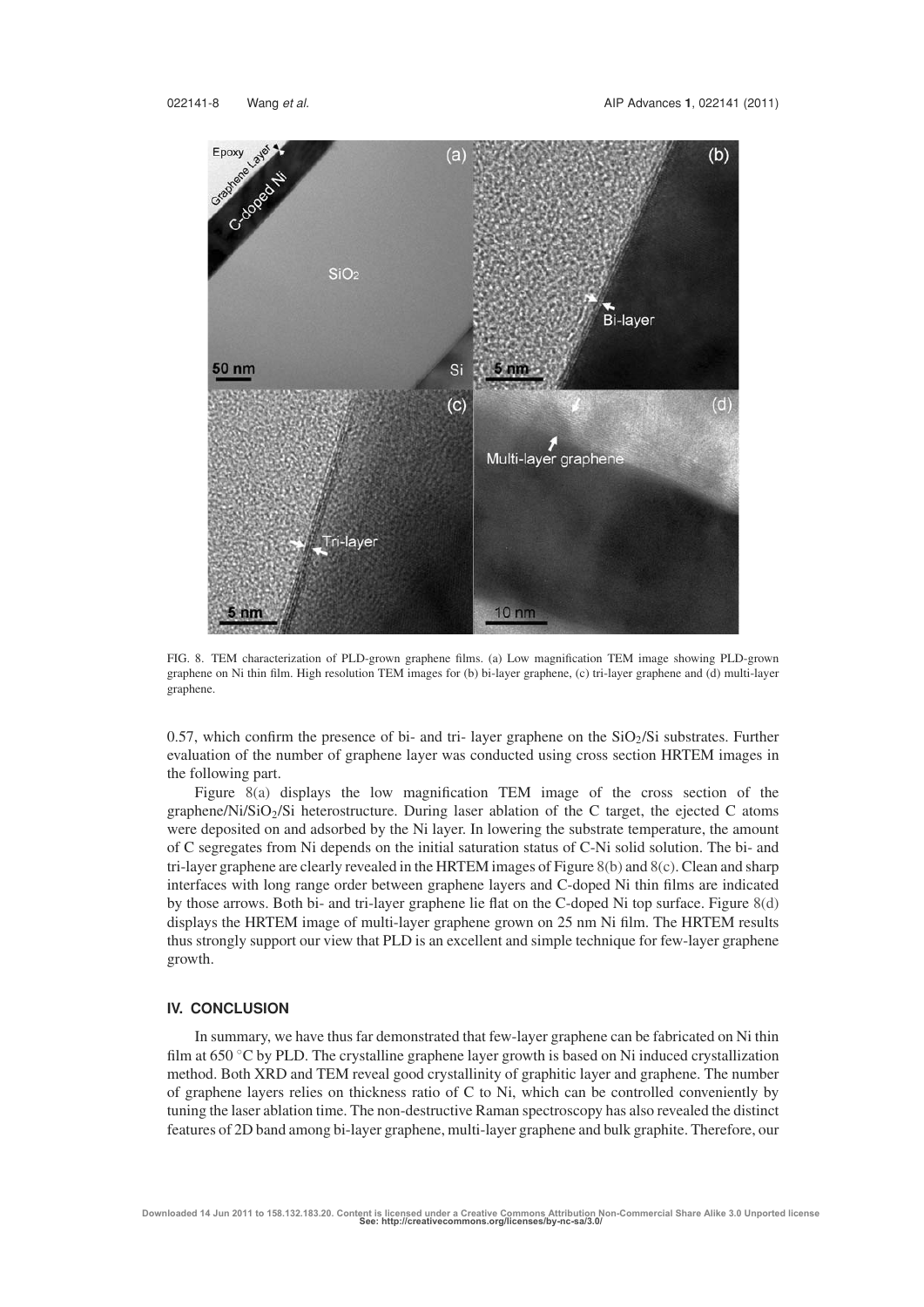FIG. 8. TEM characterization of PLD-grown graphene films. (a) Low magnification TEM image showing PLD-grown graphene on Ni thin film. High resolution TEM images for (b) bi-layer graphene, (c) tri-layer graphene and (d) multi-layer graphene.

0.57, which confirm the presence of bi- and tri- layer graphene on the $SiO_2$/Si substrates. Further evaluation of the number of graphene layer was conducted using cross section HRTEM images in the following part.

Figure 8(a) displays the low magnification TEM image of the cross section of the graphene/Ni/$SiO_2$/Si heterostructure. During laser ablation of the C target, the ejected C atoms were deposited on and adsorbed by the Ni layer. In lowering the substrate temperature, the amount of C segregates from Ni depends on the initial saturation status of C-Ni solid solution. The bi- and tri-layer graphene are clearly revealed in the HRTEM images of Figure 8(b) and 8(c). Clean and sharp interfaces with long range order between graphene layers and C-doped Ni thin films are indicated by those arrows. Both bi- and tri-layer graphene lie flat on the C-doped Ni top surface. Figure 8(d) displays the HRTEM image of multi-layer graphene grown on 25 nm Ni film. The HRTEM results thus strongly support our view that PLD is an excellent and simple technique for few-layer graphene growth.

## IV. CONCLUSION

In summary, we have thus far demonstrated that few-layer graphene can be fabricated on Ni thin film at 650 °C by PLD. The crystalline graphene layer growth is based on Ni induced crystallization method. Both XRD and TEM reveal good crystallinity of graphitic layer and graphene. The number of graphene layers relies on thickness ratio of C to Ni, which can be controlled conveniently by tuning the laser ablation time. The non-destructive Raman spectroscopy has also revealed the distinct features of 2D band among bi-layer graphene, multi-layer graphene and bulk graphite. Therefore, our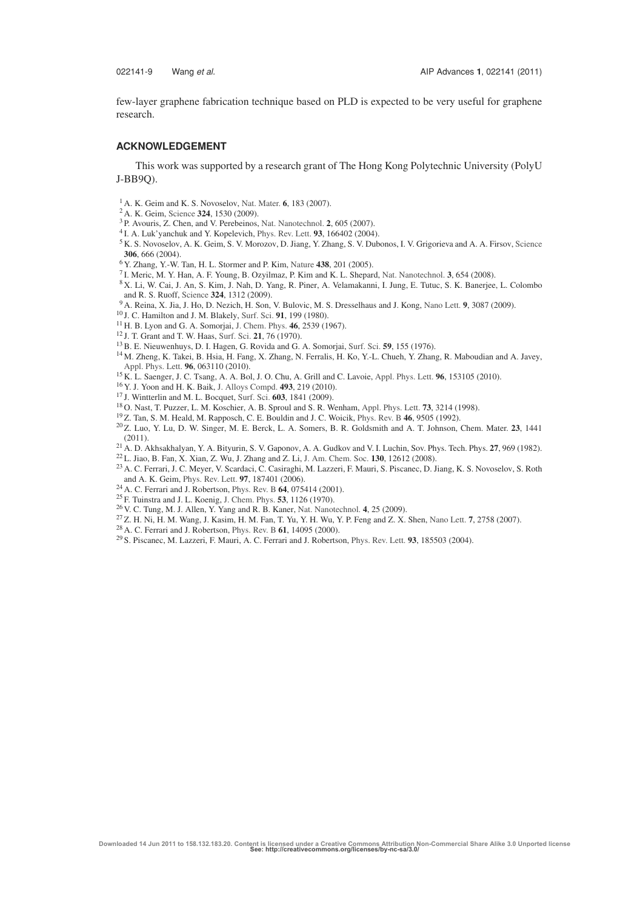few-layer graphene fabrication technique based on PLD is expected to be very useful for graphene research.

## ACKNOWLEDGEMENT

This work was supported by a research grant of The Hong Kong Polytechnic University (PolyU J-BB9Q).

[1] A. K. Geim and K. S. Novoselov, Nat. Mater. **6**, 183 (2007).
[2] A. K. Geim, Science **324**, 1530 (2009).
[3] P. Avouris, Z. Chen, and V. Perebeinos, Nat. Nanotechnol. **2**, 605 (2007).
[4] I. A. Luk'yanchuk and Y. Kopelevich, Phys. Rev. Lett. **93**, 166402 (2004).
[5] K. S. Novoselov, A. K. Geim, S. V. Morozov, D. Jiang, Y. Zhang, S. V. Dubonos, I. V. Grigorieva and A. A. Firsov, Science **306**, 666 (2004).
[6] Y. Zhang, Y.-W. Tan, H. L. Stormer and P. Kim, Nature **438**, 201 (2005).
[7] I. Meric, M. Y. Han, A. F. Young, B. Ozyilmaz, P. Kim and K. L. Shepard, Nat. Nanotechnol. **3**, 654 (2008).
[8] X. Li, W. Cai, J. An, S. Kim, J. Nah, D. Yang, R. Piner, A. Velamakanni, I. Jung, E. Tutuc, S. K. Banerjee, L. Colombo and R. S. Ruoff, Science **324**, 1312 (2009).
[9] A. Reina, X. Jia, J. Ho, D. Nezich, H. Son, V. Bulovic, M. S. Dresselhaus and J. Kong, Nano Lett. **9**, 3087 (2009).
[10] J. C. Hamilton and J. M. Blakely, Surf. Sci. **91**, 199 (1980).
[11] H. B. Lyon and G. A. Somorjai, J. Chem. Phys. **46**, 2539 (1967).
[12] J. T. Grant and T. W. Haas, Surf. Sci. **21**, 76 (1970).
[13] B. E. Nieuwenhuys, D. I. Hagen, G. Rovida and G. A. Somorjai, Surf. Sci. **59**, 155 (1976).
[14] M. Zheng, K. Takei, B. Hsia, H. Fang, X. Zhang, N. Ferralis, H. Ko, Y.-L. Chueh, Y. Zhang, R. Maboudian and A. Javey, Appl. Phys. Lett. **96**, 063110 (2010).
[15] K. L. Saenger, J. C. Tsang, A. A. Bol, J. O. Chu, A. Grill and C. Lavoie, Appl. Phys. Lett. **96**, 153105 (2010).
[16] Y. J. Yoon and H. K. Baik, J. Alloys Compd. **493**, 219 (2010).
[17] J. Wintterlin and M. L. Bocquet, Surf. Sci. **603**, 1841 (2009).
[18] O. Nast, T. Puzzer, L. M. Koschier, A. B. Sproul and S. R. Wenham, Appl. Phys. Lett. **73**, 3214 (1998).
[19] Z. Tan, S. M. Heald, M. Rapposch, C. E. Bouldin and J. C. Woicik, Phys. Rev. B **46**, 9505 (1992).
[20] Z. Luo, Y. Lu, D. W. Singer, M. E. Berck, L. A. Somers, B. R. Goldsmith and A. T. Johnson, Chem. Mater. **23**, 1441 (2011).
[21] A. D. Akhsakhalyan, Y. A. Bityurin, S. V. Gaponov, A. A. Gudkov and V. I. Luchin, Sov. Phys. Tech. Phys. **27**, 969 (1982).
[22] L. Jiao, B. Fan, X. Xian, Z. Wu, J. Zhang and Z. Li, J. Am. Chem. Soc. **130**, 12612 (2008).
[23] A. C. Ferrari, J. C. Meyer, V. Scardaci, C. Casiraghi, M. Lazzeri, F. Mauri, S. Piscanec, D. Jiang, K. S. Novoselov, S. Roth and A. K. Geim, Phys. Rev. Lett. **97**, 187401 (2006).
[24] A. C. Ferrari and J. Robertson, Phys. Rev. B **64**, 075414 (2001).
[25] F. Tuinstra and J. L. Koenig, J. Chem. Phys. **53**, 1126 (1970).
[26] V. C. Tung, M. J. Allen, Y. Yang and R. B. Kaner, Nat. Nanotechnol. **4**, 25 (2009).
[27] Z. H. Ni, H. M. Wang, J. Kasim, H. M. Fan, T. Yu, Y. H. Wu, Y. P. Feng and Z. X. Shen, Nano Lett. **7**, 2758 (2007).
[28] A. C. Ferrari and J. Robertson, Phys. Rev. B **61**, 14095 (2000).
[29] S. Piscanec, M. Lazzeri, F. Mauri, A. C. Ferrari and J. Robertson, Phys. Rev. Lett. **93**, 185503 (2004).